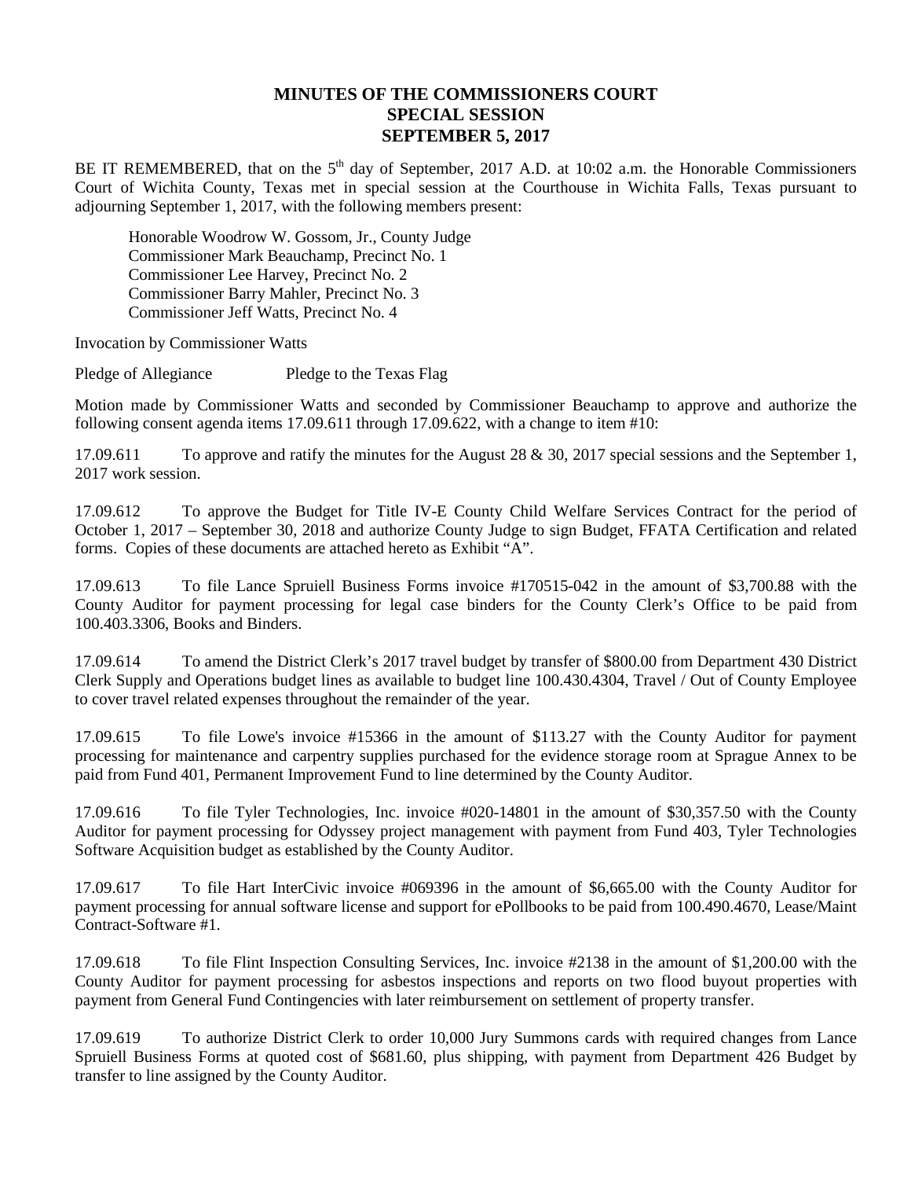# MINUTES OF THE COMMISSIONERS COURT
## SPECIAL SESSION
## SEPTEMBER 5, 2017

BE IT REMEMBERED, that on the 5th day of September, 2017 A.D. at 10:02 a.m. the Honorable Commissioners Court of Wichita County, Texas met in special session at the Courthouse in Wichita Falls, Texas pursuant to adjourning September 1, 2017, with the following members present:

Honorable Woodrow W. Gossom, Jr., County Judge
Commissioner Mark Beauchamp, Precinct No. 1
Commissioner Lee Harvey, Precinct No. 2
Commissioner Barry Mahler, Precinct No. 3
Commissioner Jeff Watts, Precinct No. 4

Invocation by Commissioner Watts

Pledge of Allegiance Pledge to the Texas Flag

Motion made by Commissioner Watts and seconded by Commissioner Beauchamp to approve and authorize the following consent agenda items 17.09.611 through 17.09.622, with a change to item #10:

17.09.611 To approve and ratify the minutes for the August 28 & 30, 2017 special sessions and the September 1, 2017 work session.

17.09.612 To approve the Budget for Title IV-E County Child Welfare Services Contract for the period of October 1, 2017 – September 30, 2018 and authorize County Judge to sign Budget, FFATA Certification and related forms. Copies of these documents are attached hereto as Exhibit "A".

17.09.613 To file Lance Spruiell Business Forms invoice #170515-042 in the amount of $3,700.88 with the County Auditor for payment processing for legal case binders for the County Clerk's Office to be paid from 100.403.3306, Books and Binders.

17.09.614 To amend the District Clerk's 2017 travel budget by transfer of $800.00 from Department 430 District Clerk Supply and Operations budget lines as available to budget line 100.430.4304, Travel / Out of County Employee to cover travel related expenses throughout the remainder of the year.

17.09.615 To file Lowe's invoice #15366 in the amount of $113.27 with the County Auditor for payment processing for maintenance and carpentry supplies purchased for the evidence storage room at Sprague Annex to be paid from Fund 401, Permanent Improvement Fund to line determined by the County Auditor.

17.09.616 To file Tyler Technologies, Inc. invoice #020-14801 in the amount of $30,357.50 with the County Auditor for payment processing for Odyssey project management with payment from Fund 403, Tyler Technologies Software Acquisition budget as established by the County Auditor.

17.09.617 To file Hart InterCivic invoice #069396 in the amount of $6,665.00 with the County Auditor for payment processing for annual software license and support for ePollbooks to be paid from 100.490.4670, Lease/Maint Contract-Software #1.

17.09.618 To file Flint Inspection Consulting Services, Inc. invoice #2138 in the amount of $1,200.00 with the County Auditor for payment processing for asbestos inspections and reports on two flood buyout properties with payment from General Fund Contingencies with later reimbursement on settlement of property transfer.

17.09.619 To authorize District Clerk to order 10,000 Jury Summons cards with required changes from Lance Spruiell Business Forms at quoted cost of $681.60, plus shipping, with payment from Department 426 Budget by transfer to line assigned by the County Auditor.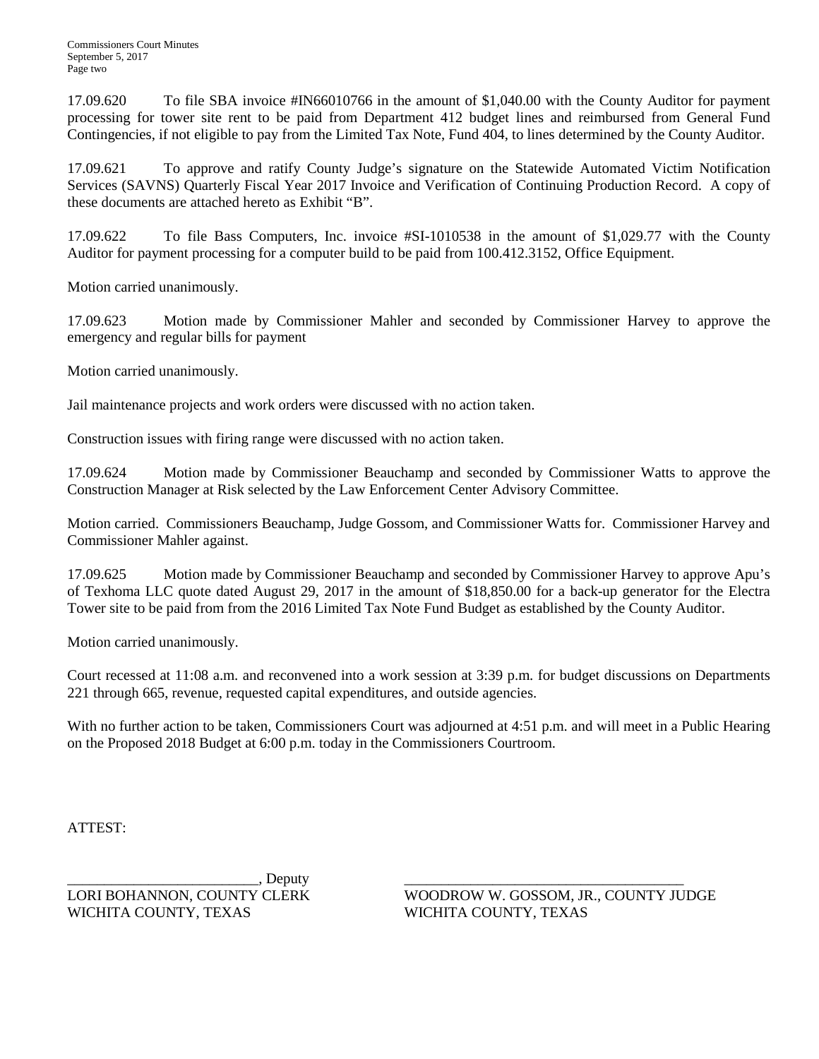17.09.620 To file SBA invoice #IN66010766 in the amount of $1,040.00 with the County Auditor for payment processing for tower site rent to be paid from Department 412 budget lines and reimbursed from General Fund Contingencies, if not eligible to pay from the Limited Tax Note, Fund 404, to lines determined by the County Auditor.

17.09.621 To approve and ratify County Judge's signature on the Statewide Automated Victim Notification Services (SAVNS) Quarterly Fiscal Year 2017 Invoice and Verification of Continuing Production Record. A copy of these documents are attached hereto as Exhibit "B".

17.09.622 To file Bass Computers, Inc. invoice #SI-1010538 in the amount of $1,029.77 with the County Auditor for payment processing for a computer build to be paid from 100.412.3152, Office Equipment.

Motion carried unanimously.

17.09.623 Motion made by Commissioner Mahler and seconded by Commissioner Harvey to approve the emergency and regular bills for payment

Motion carried unanimously.

Jail maintenance projects and work orders were discussed with no action taken.

Construction issues with firing range were discussed with no action taken.

17.09.624 Motion made by Commissioner Beauchamp and seconded by Commissioner Watts to approve the Construction Manager at Risk selected by the Law Enforcement Center Advisory Committee.

Motion carried. Commissioners Beauchamp, Judge Gossom, and Commissioner Watts for. Commissioner Harvey and Commissioner Mahler against.

17.09.625 Motion made by Commissioner Beauchamp and seconded by Commissioner Harvey to approve Apu's of Texhoma LLC quote dated August 29, 2017 in the amount of $18,850.00 for a back-up generator for the Electra Tower site to be paid from from the 2016 Limited Tax Note Fund Budget as established by the County Auditor.

Motion carried unanimously.

Court recessed at 11:08 a.m. and reconvened into a work session at 3:39 p.m. for budget discussions on Departments 221 through 665, revenue, requested capital expenditures, and outside agencies.

With no further action to be taken, Commissioners Court was adjourned at 4:51 p.m. and will meet in a Public Hearing on the Proposed 2018 Budget at 6:00 p.m. today in the Commissioners Courtroom.

ATTEST:

| | |
|---|---|
| ___________________________, Deputy | ________________________________________ |
| LORI BOHANNON, COUNTY CLERK | WOODROW W. GOSSOM, JR., COUNTY JUDGE |
| WICHITA COUNTY, TEXAS | WICHITA COUNTY, TEXAS |